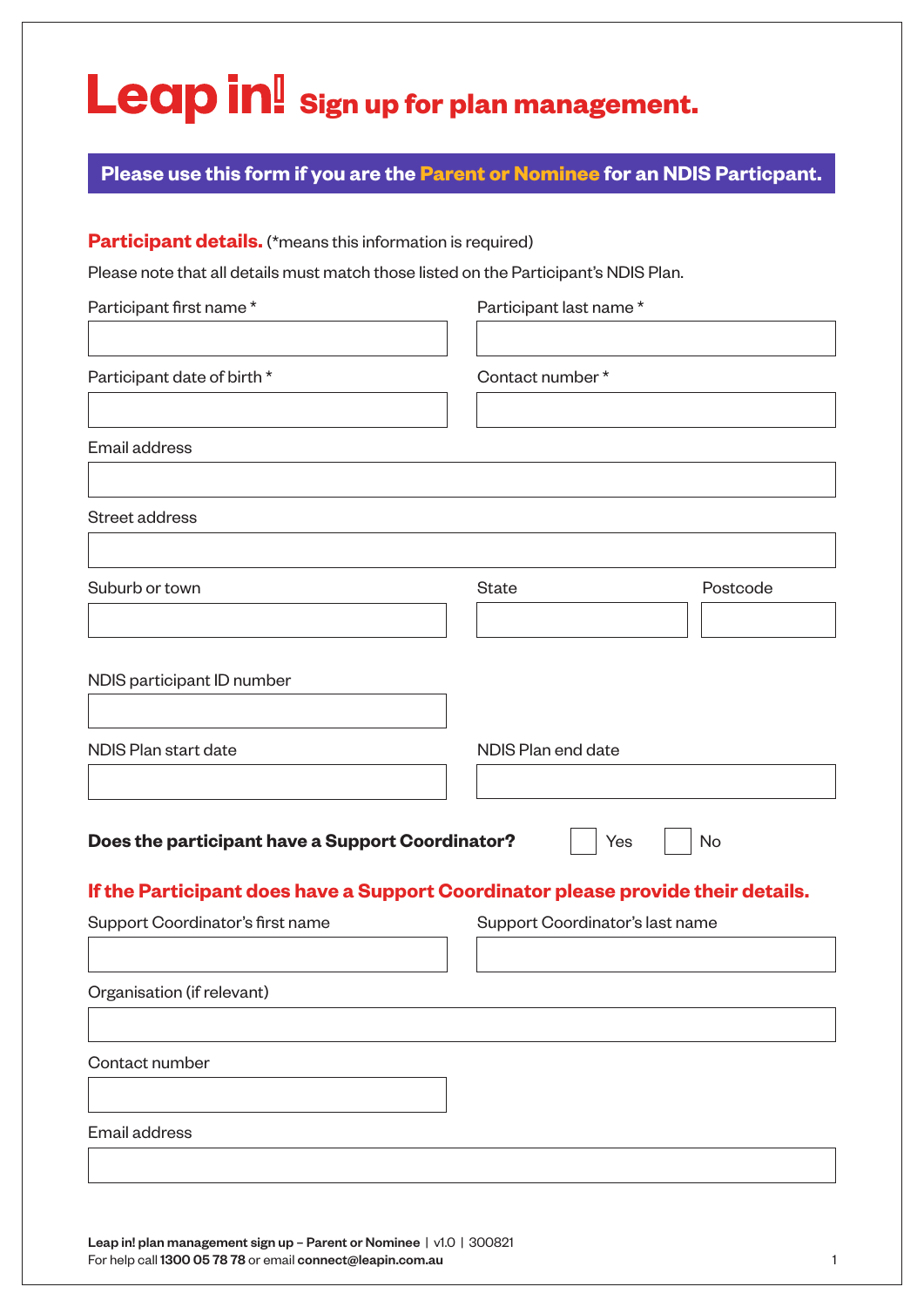# Leap in! Sign up for plan management.

**Please use this form if you are the Parent or Nominee for an NDIS Particpant.**

## Participant details. (*means this information is required)

Please note that all details must match those listed on the Participant's NDIS Plan.

Participant first name *

Participant last name *

Participant date of birth *

Contact number *

Email address

Street address

Suburb or town

State

Postcode

NDIS participant ID number

NDIS Plan start date

NDIS Plan end date

**Does the participant have a Support Coordinator?** ☐ Yes ☐ No

## If the Participant does have a Support Coordinator please provide their details.

Support Coordinator's first name

Support Coordinator's last name

Organisation (if relevant)

Contact number

Email address

**Leap in! plan management sign up – Parent or Nominee** | v1.0 | 300821
For help call **1300 05 78 78** or email **connect@leapin.com.au**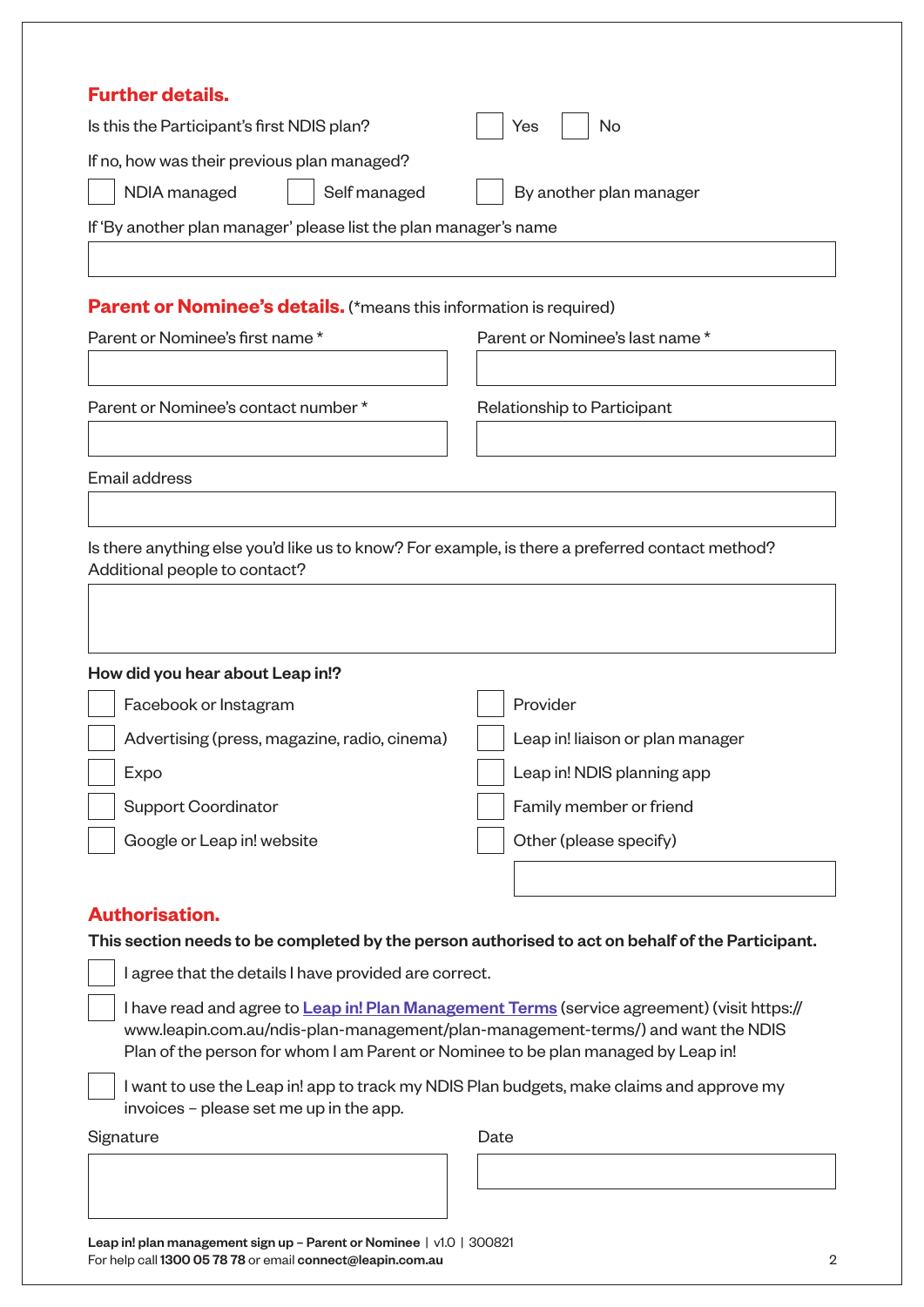## Further details.

Is this the Participant's first NDIS plan? ☐ Yes ☐ No

If no, how was their previous plan managed?

☐ NDIA managed ☐ Self managed ☐ By another plan manager

If 'By another plan manager' please list the plan manager's name

## Parent or Nominee's details. (*means this information is required)

Parent or Nominee's first name *

Parent or Nominee's last name *

Parent or Nominee's contact number *

Relationship to Participant

Email address

Is there anything else you'd like us to know? For example, is there a preferred contact method? Additional people to contact?

**How did you hear about Leap in!?**

☐ Facebook or Instagram

☐ Advertising (press, magazine, radio, cinema)

☐ Expo

☐ Support Coordinator

☐ Google or Leap in! website

☐ Provider

☐ Leap in! liaison or plan manager

☐ Leap in! NDIS planning app

☐ Family member or friend

☐ Other (please specify)

## Authorisation.

**This section needs to be completed by the person authorised to act on behalf of the Participant.**

☐ I agree that the details I have provided are correct.

☐ I have read and agree to [Leap in! Plan Management Terms](https://www.leapin.com.au/ndis-plan-management/plan-management-terms/) (service agreement) (visit https://www.leapin.com.au/ndis-plan-management/plan-management-terms/) and want the NDIS Plan of the person for whom I am Parent or Nominee to be plan managed by Leap in!

☐ I want to use the Leap in! app to track my NDIS Plan budgets, make claims and approve my invoices – please set me up in the app.

Signature

Date

**Leap in! plan management sign up – Parent or Nominee** | v1.0 | 300821
For help call **1300 05 78 78** or email **connect@leapin.com.au**